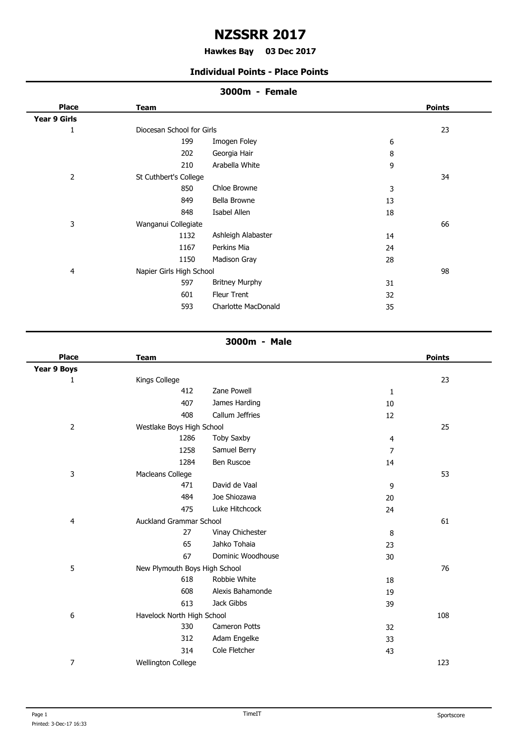# NZSSRR 2017

**Hawkes Bay 03 Dec 2017**

### Individual Points - Place Points

## 3000m - Female

| Place | Team | | | | Points |
|---|---|---|---|---|---|
| **Year 9 Girls** | | | | | |
| 1 | Diocesan School for Girls | | | | 23 |
| | | 199 | Imogen Foley | 6 | |
| | | 202 | Georgia Hair | 8 | |
| | | 210 | Arabella White | 9 | |
| 2 | St Cuthbert's College | | | | 34 |
| | | 850 | Chloe Browne | 3 | |
| | | 849 | Bella Browne | 13 | |
| | | 848 | Isabel Allen | 18 | |
| 3 | Wanganui Collegiate | | | | 66 |
| | | 1132 | Ashleigh Alabaster | 14 | |
| | | 1167 | Perkins Mia | 24 | |
| | | 1150 | Madison Gray | 28 | |
| 4 | Napier Girls High School | | | | 98 |
| | | 597 | Britney Murphy | 31 | |
| | | 601 | Fleur Trent | 32 | |
| | | 593 | Charlotte MacDonald | 35 | |

## 3000m - Male

| Place | Team | | | | Points |
|---|---|---|---|---|---|
| **Year 9 Boys** | | | | | |
| 1 | Kings College | | | | 23 |
| | | 412 | Zane Powell | 1 | |
| | | 407 | James Harding | 10 | |
| | | 408 | Callum Jeffries | 12 | |
| 2 | Westlake Boys High School | | | | 25 |
| | | 1286 | Toby Saxby | 4 | |
| | | 1258 | Samuel Berry | 7 | |
| | | 1284 | Ben Ruscoe | 14 | |
| 3 | Macleans College | | | | 53 |
| | | 471 | David de Vaal | 9 | |
| | | 484 | Joe Shiozawa | 20 | |
| | | 475 | Luke Hitchcock | 24 | |
| 4 | Auckland Grammar School | | | | 61 |
| | | 27 | Vinay Chichester | 8 | |
| | | 65 | Jahko Tohaia | 23 | |
| | | 67 | Dominic Woodhouse | 30 | |
| 5 | New Plymouth Boys High School | | | | 76 |
| | | 618 | Robbie White | 18 | |
| | | 608 | Alexis Bahamonde | 19 | |
| | | 613 | Jack Gibbs | 39 | |
| 6 | Havelock North High School | | | | 108 |
| | | 330 | Cameron Potts | 32 | |
| | | 312 | Adam Engelke | 33 | |
| | | 314 | Cole Fletcher | 43 | |
| 7 | Wellington College | | | | 123 |

Printed: 3-Dec-17 16:33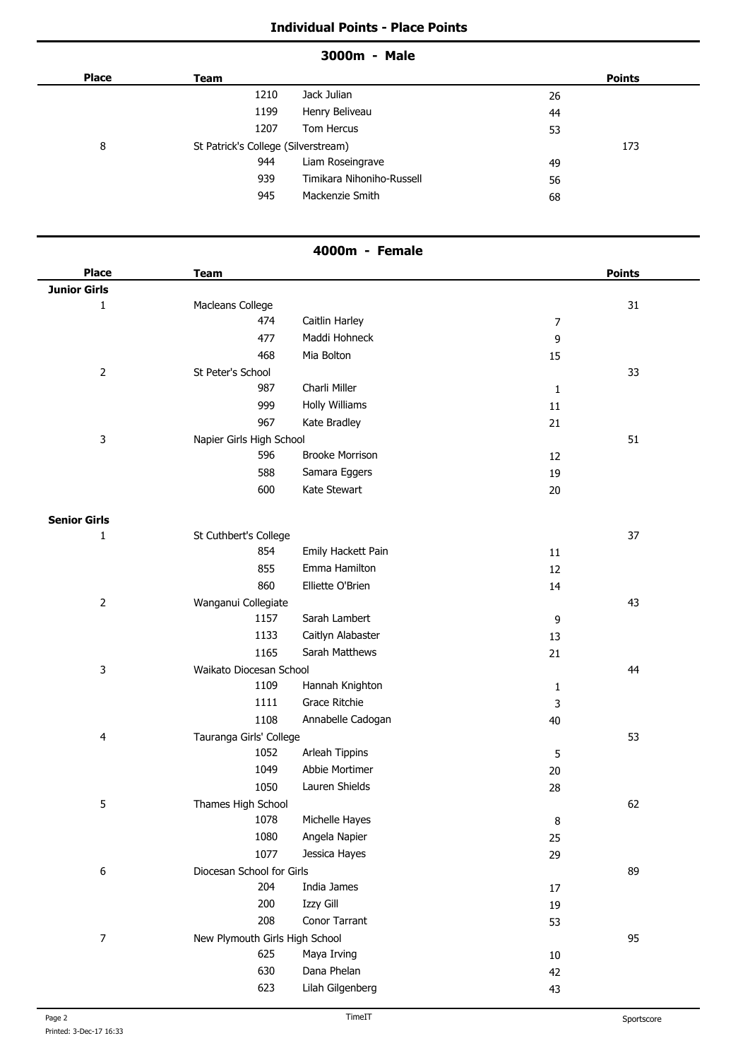## Individual Points - Place Points

### 3000m - Male

| Place | Team | | | Points |
|---|---|---|---|---|
| | 1210 | Jack Julian | 26 | |
| | 1199 | Henry Beliveau | 44 | |
| | 1207 | Tom Hercus | 53 | |
| 8 | St Patrick's College (Silverstream) | | | 173 |
| | 944 | Liam Roseingrave | 49 | |
| | 939 | Timikara Nihoniho-Russell | 56 | |
| | 945 | Mackenzie Smith | 68 | |

### 4000m - Female

| Place | Team | | | Points |
|---|---|---|---|---|
| **Junior Girls** | | | | |
| 1 | Macleans College | | | 31 |
| | 474 | Caitlin Harley | 7 | |
| | 477 | Maddi Hohneck | 9 | |
| | 468 | Mia Bolton | 15 | |
| 2 | St Peter's School | | | 33 |
| | 987 | Charli Miller | 1 | |
| | 999 | Holly Williams | 11 | |
| | 967 | Kate Bradley | 21 | |
| 3 | Napier Girls High School | | | 51 |
| | 596 | Brooke Morrison | 12 | |
| | 588 | Samara Eggers | 19 | |
| | 600 | Kate Stewart | 20 | |
| **Senior Girls** | | | | |
| 1 | St Cuthbert's College | | | 37 |
| | 854 | Emily Hackett Pain | 11 | |
| | 855 | Emma Hamilton | 12 | |
| | 860 | Elliette O'Brien | 14 | |
| 2 | Wanganui Collegiate | | | 43 |
| | 1157 | Sarah Lambert | 9 | |
| | 1133 | Caitlyn Alabaster | 13 | |
| | 1165 | Sarah Matthews | 21 | |
| 3 | Waikato Diocesan School | | | 44 |
| | 1109 | Hannah Knighton | 1 | |
| | 1111 | Grace Ritchie | 3 | |
| | 1108 | Annabelle Cadogan | 40 | |
| 4 | Tauranga Girls' College | | | 53 |
| | 1052 | Arleah Tippins | 5 | |
| | 1049 | Abbie Mortimer | 20 | |
| | 1050 | Lauren Shields | 28 | |
| 5 | Thames High School | | | 62 |
| | 1078 | Michelle Hayes | 8 | |
| | 1080 | Angela Napier | 25 | |
| | 1077 | Jessica Hayes | 29 | |
| 6 | Diocesan School for Girls | | | 89 |
| | 204 | India James | 17 | |
| | 200 | Izzy Gill | 19 | |
| | 208 | Conor Tarrant | 53 | |
| 7 | New Plymouth Girls High School | | | 95 |
| | 625 | Maya Irving | 10 | |
| | 630 | Dana Phelan | 42 | |
| | 623 | Lilah Gilgenberg | 43 | |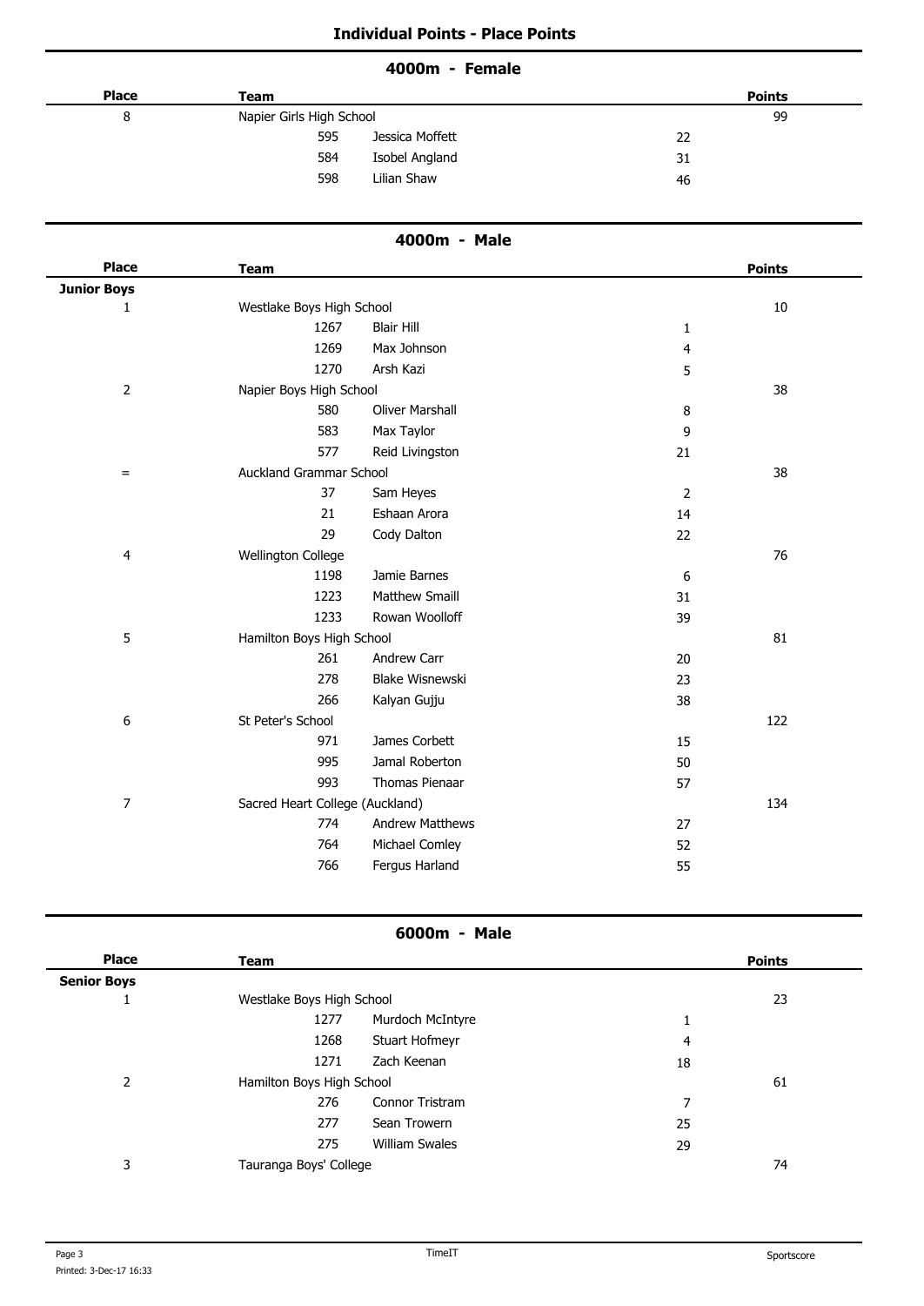## Individual Points - Place Points

### 4000m - Female

| Place | Team | | | | Points |
|---|---|---|---|---|---|
| 8 | Napier Girls High School | | | | 99 |
| | | 595 | Jessica Moffett | 22 | |
| | | 584 | Isobel Angland | 31 | |
| | | 598 | Lilian Shaw | 46 | |

### 4000m - Male

| Place | Team | | | | Points |
|---|---|---|---|---|---|
| **Junior Boys** | | | | | |
| 1 | Westlake Boys High School | | | | 10 |
| | | 1267 | Blair Hill | 1 | |
| | | 1269 | Max Johnson | 4 | |
| | | 1270 | Arsh Kazi | 5 | |
| 2 | Napier Boys High School | | | | 38 |
| | | 580 | Oliver Marshall | 8 | |
| | | 583 | Max Taylor | 9 | |
| | | 577 | Reid Livingston | 21 | |
| = | Auckland Grammar School | | | | 38 |
| | | 37 | Sam Heyes | 2 | |
| | | 21 | Eshaan Arora | 14 | |
| | | 29 | Cody Dalton | 22 | |
| 4 | Wellington College | | | | 76 |
| | | 1198 | Jamie Barnes | 6 | |
| | | 1223 | Matthew Smaill | 31 | |
| | | 1233 | Rowan Woolloff | 39 | |
| 5 | Hamilton Boys High School | | | | 81 |
| | | 261 | Andrew Carr | 20 | |
| | | 278 | Blake Wisnewski | 23 | |
| | | 266 | Kalyan Gujju | 38 | |
| 6 | St Peter's School | | | | 122 |
| | | 971 | James Corbett | 15 | |
| | | 995 | Jamal Roberton | 50 | |
| | | 993 | Thomas Pienaar | 57 | |
| 7 | Sacred Heart College (Auckland) | | | | 134 |
| | | 774 | Andrew Matthews | 27 | |
| | | 764 | Michael Comley | 52 | |
| | | 766 | Fergus Harland | 55 | |

### 6000m - Male

| Place | Team | | | | Points |
|---|---|---|---|---|---|
| **Senior Boys** | | | | | |
| 1 | Westlake Boys High School | | | | 23 |
| | | 1277 | Murdoch McIntyre | 1 | |
| | | 1268 | Stuart Hofmeyr | 4 | |
| | | 1271 | Zach Keenan | 18 | |
| 2 | Hamilton Boys High School | | | | 61 |
| | | 276 | Connor Tristram | 7 | |
| | | 277 | Sean Trowern | 25 | |
| | | 275 | William Swales | 29 | |
| 3 | Tauranga Boys' College | | | | 74 |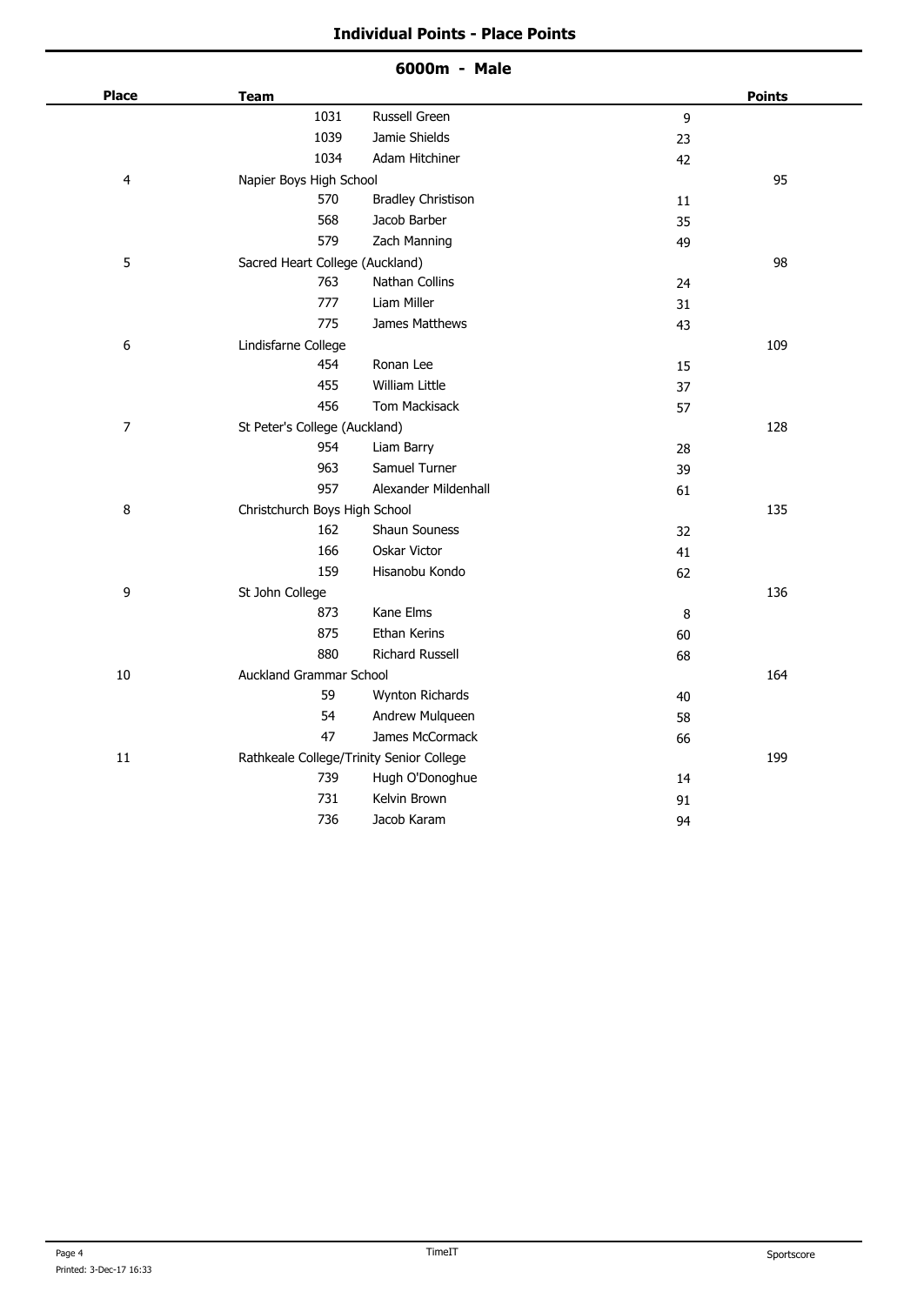## Individual Points - Place Points

### 6000m - Male

| Place | Team | | | Points |
|---|---|---|---|---|
| | 1031 | Russell Green | 9 | |
| | 1039 | Jamie Shields | 23 | |
| | 1034 | Adam Hitchiner | 42 | |
| 4 | Napier Boys High School | | | 95 |
| | 570 | Bradley Christison | 11 | |
| | 568 | Jacob Barber | 35 | |
| | 579 | Zach Manning | 49 | |
| 5 | Sacred Heart College (Auckland) | | | 98 |
| | 763 | Nathan Collins | 24 | |
| | 777 | Liam Miller | 31 | |
| | 775 | James Matthews | 43 | |
| 6 | Lindisfarne College | | | 109 |
| | 454 | Ronan Lee | 15 | |
| | 455 | William Little | 37 | |
| | 456 | Tom Mackisack | 57 | |
| 7 | St Peter's College (Auckland) | | | 128 |
| | 954 | Liam Barry | 28 | |
| | 963 | Samuel Turner | 39 | |
| | 957 | Alexander Mildenhall | 61 | |
| 8 | Christchurch Boys High School | | | 135 |
| | 162 | Shaun Souness | 32 | |
| | 166 | Oskar Victor | 41 | |
| | 159 | Hisanobu Kondo | 62 | |
| 9 | St John College | | | 136 |
| | 873 | Kane Elms | 8 | |
| | 875 | Ethan Kerins | 60 | |
| | 880 | Richard Russell | 68 | |
| 10 | Auckland Grammar School | | | 164 |
| | 59 | Wynton Richards | 40 | |
| | 54 | Andrew Mulqueen | 58 | |
| | 47 | James McCormack | 66 | |
| 11 | Rathkeale College/Trinity Senior College | | | 199 |
| | 739 | Hugh O'Donoghue | 14 | |
| | 731 | Kelvin Brown | 91 | |
| | 736 | Jacob Karam | 94 | |

Printed: 3-Dec-17 16:33 | TimeIT | Sportscore